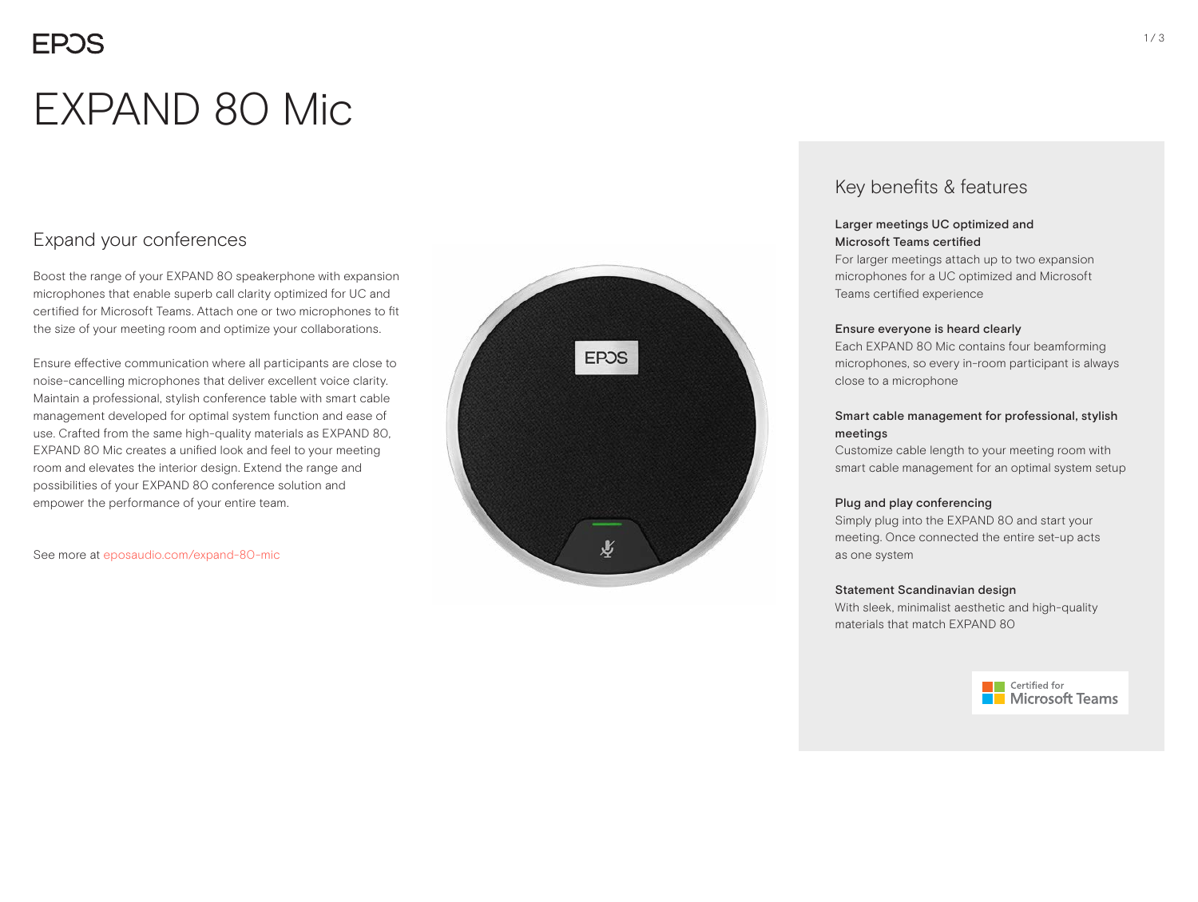# EXPAND 80 Mic

## Expand your conferences

Boost the range of your EXPAND 80 speakerphone with expansion microphones that enable superb call clarity optimized for UC and certified for Microsoft Teams. Attach one or two microphones to fit the size of your meeting room and optimize your collaborations.

Ensure effective communication where all participants are close to noise-cancelling microphones that deliver excellent voice clarity. Maintain a professional, stylish conference table with smart cable management developed for optimal system function and ease of use. Crafted from the same high-quality materials as EXPAND 80, EXPAND 80 Mic creates a unified look and feel to your meeting room and elevates the interior design. Extend the range and possibilities of your EXPAND 80 conference solution and empower the performance of your entire team.

See more at eposaudio.com/expand-80-mic

## Key benefits & features

**Larger meetings UC optimized and Microsoft Teams certified**
For larger meetings attach up to two expansion microphones for a UC optimized and Microsoft Teams certified experience

**Ensure everyone is heard clearly**
Each EXPAND 80 Mic contains four beamforming microphones, so every in-room participant is always close to a microphone

**Smart cable management for professional, stylish meetings**
Customize cable length to your meeting room with smart cable management for an optimal system setup

**Plug and play conferencing**
Simply plug into the EXPAND 80 and start your meeting. Once connected the entire set-up acts as one system

**Statement Scandinavian design**
With sleek, minimalist aesthetic and high-quality materials that match EXPAND 80

Certified for Microsoft Teams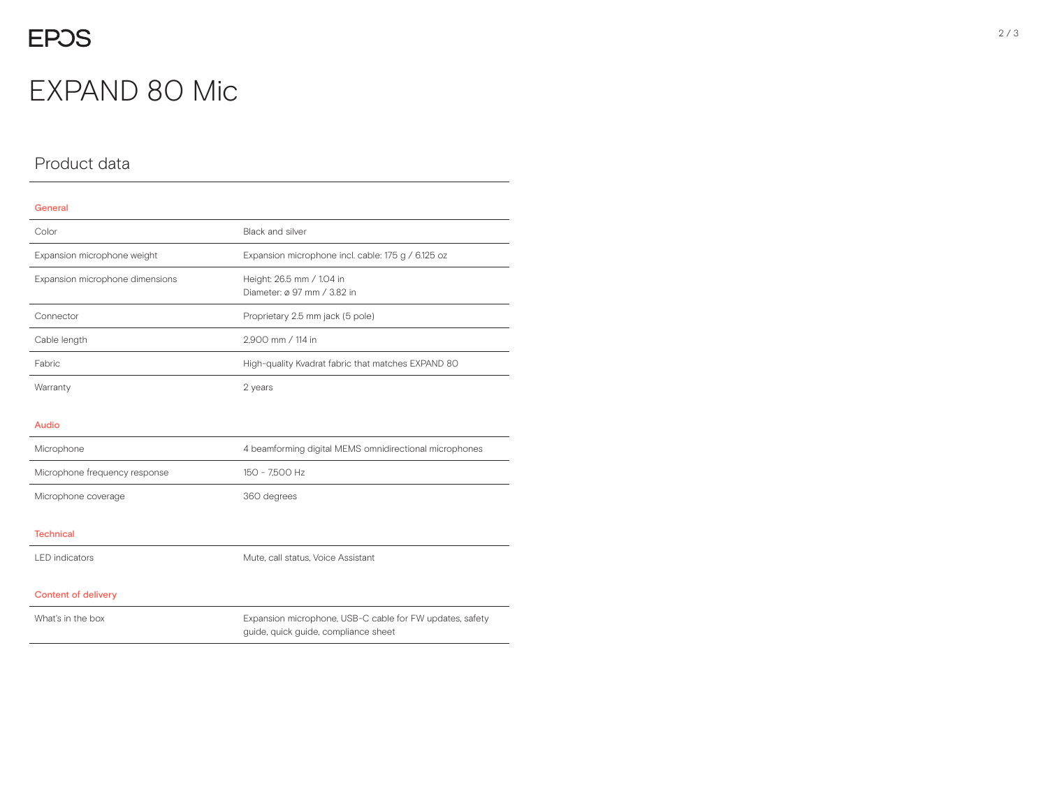# EXPAND 80 Mic

## Product data

### General

| | |
|---|---|
| Color | Black and silver |
| Expansion microphone weight | Expansion microphone incl. cable: 175 g / 6.125 oz |
| Expansion microphone dimensions | Height: 26.5 mm / 1.04 in<br>Diameter: ø 97 mm / 3.82 in |
| Connector | Proprietary 2.5 mm jack (5 pole) |
| Cable length | 2,900 mm / 114 in |
| Fabric | High-quality Kvadrat fabric that matches EXPAND 80 |
| Warranty | 2 years |

### Audio

| | |
|---|---|
| Microphone | 4 beamforming digital MEMS omnidirectional microphones |
| Microphone frequency response | 150 - 7,500 Hz |
| Microphone coverage | 360 degrees |

### Technical

| | |
|---|---|
| LED indicators | Mute, call status, Voice Assistant |

### Content of delivery

| | |
|---|---|
| What's in the box | Expansion microphone, USB-C cable for FW updates, safety guide, quick guide, compliance sheet |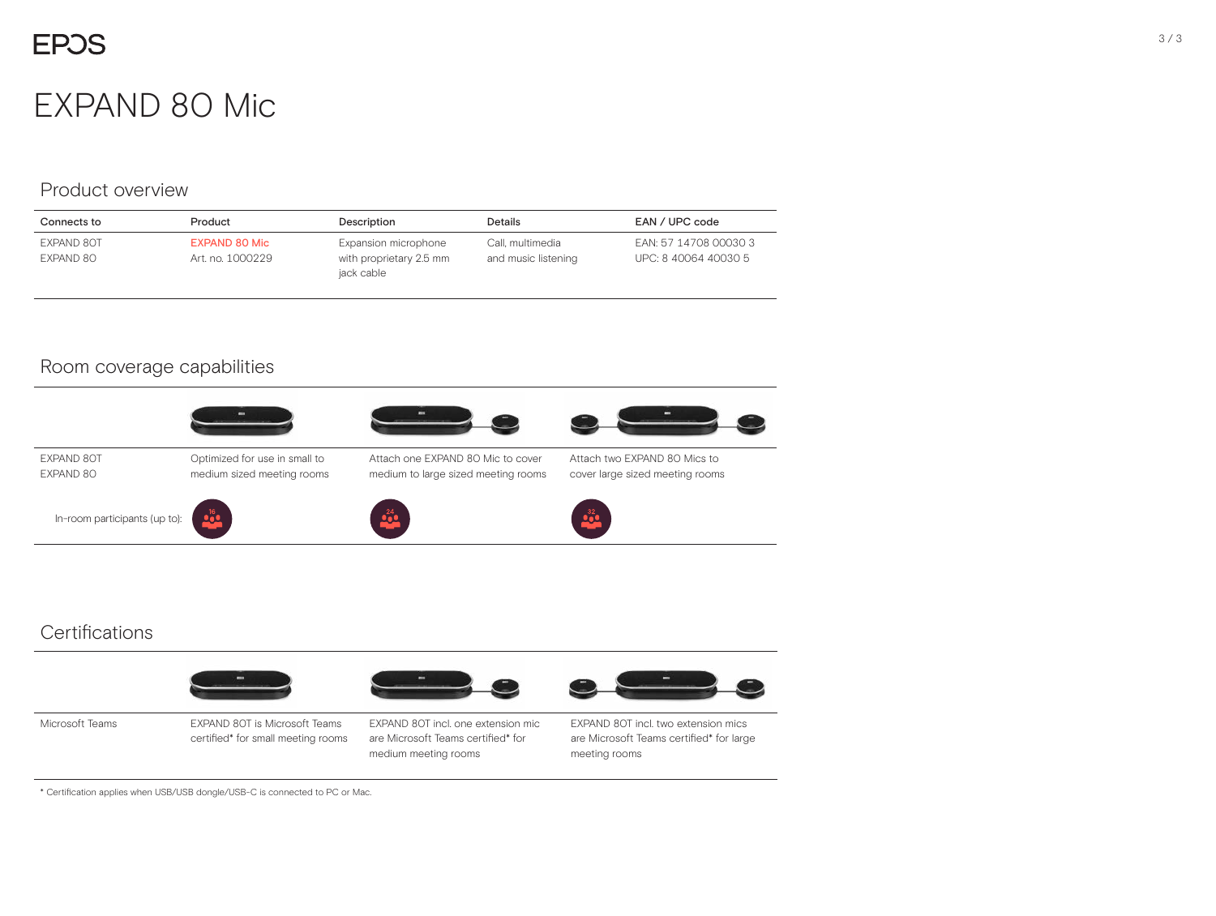# EXPAND 80 Mic

## Product overview

| Connects to | Product | Description | Details | EAN / UPC code |
|---|---|---|---|---|
| EXPAND 80T<br>EXPAND 80 | EXPAND 80 Mic<br>Art. no. 1000229 | Expansion microphone with proprietary 2.5 mm jack cable | Call, multimedia and music listening | EAN: 57 14708 00030 3<br>UPC: 8 40064 40030 5 |

## Room coverage capabilities

| | | | |
|---|---|---|---|
| EXPAND 80T<br>EXPAND 80 | Optimized for use in small to medium sized meeting rooms | Attach one EXPAND 80 Mic to cover medium to large sized meeting rooms | Attach two EXPAND 80 Mics to cover large sized meeting rooms |
| In-room participants (up to): | 16 | 24 | 32 |

## Certifications

| | | | |
|---|---|---|---|
| Microsoft Teams | EXPAND 80T is Microsoft Teams certified* for small meeting rooms | EXPAND 80T incl. one extension mic are Microsoft Teams certified* for medium meeting rooms | EXPAND 80T incl. two extension mics are Microsoft Teams certified* for large meeting rooms |

* Certification applies when USB/USB dongle/USB-C is connected to PC or Mac.